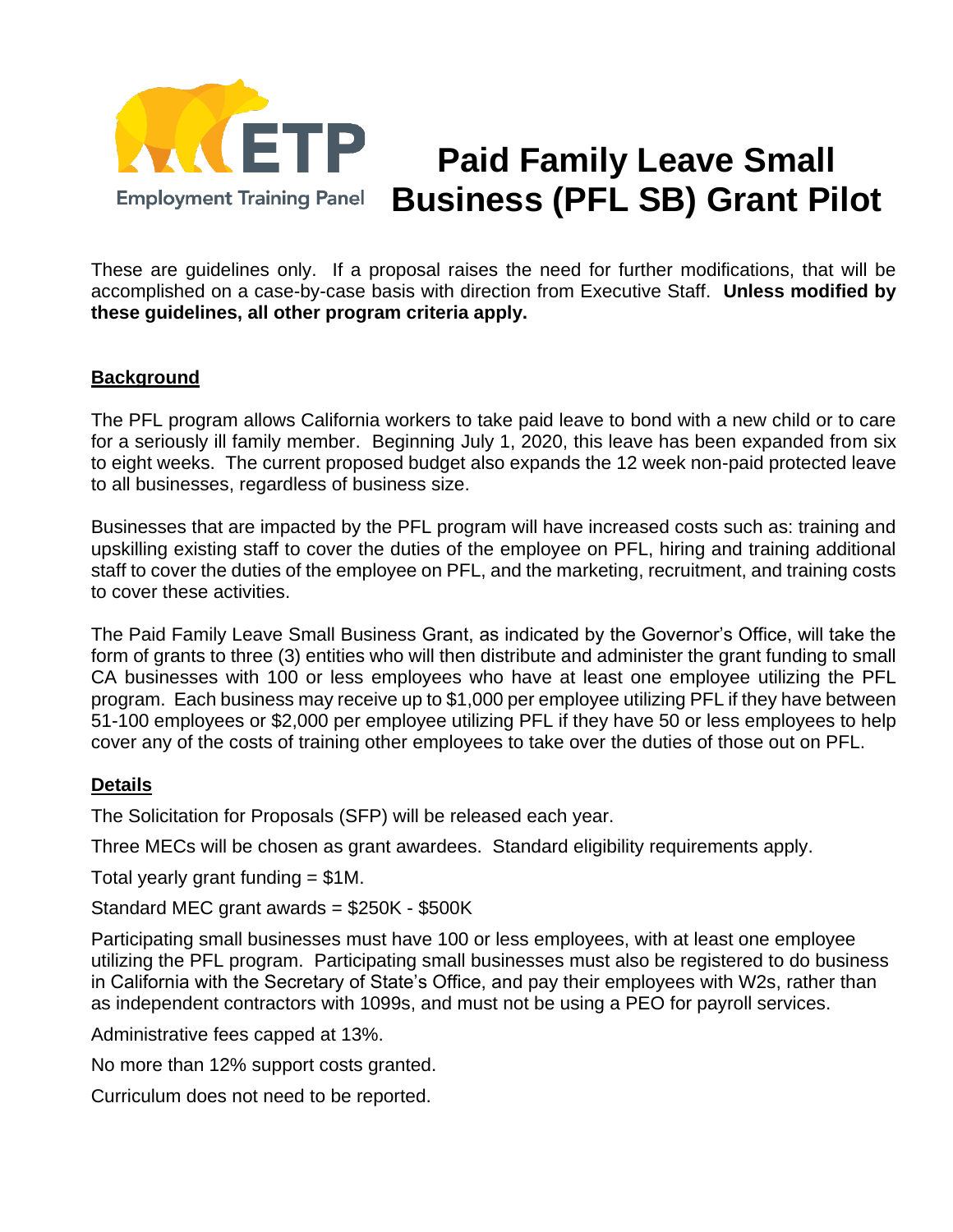ETP Employment Training Panel

# Paid Family Leave Small Business (PFL SB) Grant Pilot

These are guidelines only. If a proposal raises the need for further modifications, that will be accomplished on a case-by-case basis with direction from Executive Staff. **Unless modified by these guidelines, all other program criteria apply.**

## Background

The PFL program allows California workers to take paid leave to bond with a new child or to care for a seriously ill family member. Beginning July 1, 2020, this leave has been expanded from six to eight weeks. The current proposed budget also expands the 12 week non-paid protected leave to all businesses, regardless of business size.

Businesses that are impacted by the PFL program will have increased costs such as: training and upskilling existing staff to cover the duties of the employee on PFL, hiring and training additional staff to cover the duties of the employee on PFL, and the marketing, recruitment, and training costs to cover these activities.

The Paid Family Leave Small Business Grant, as indicated by the Governor's Office, will take the form of grants to three (3) entities who will then distribute and administer the grant funding to small CA businesses with 100 or less employees who have at least one employee utilizing the PFL program. Each business may receive up to $1,000 per employee utilizing PFL if they have between 51-100 employees or $2,000 per employee utilizing PFL if they have 50 or less employees to help cover any of the costs of training other employees to take over the duties of those out on PFL.

## Details

The Solicitation for Proposals (SFP) will be released each year.

Three MECs will be chosen as grant awardees. Standard eligibility requirements apply.

Total yearly grant funding = $1M.

Standard MEC grant awards = $250K - $500K

Participating small businesses must have 100 or less employees, with at least one employee utilizing the PFL program. Participating small businesses must also be registered to do business in California with the Secretary of State's Office, and pay their employees with W2s, rather than as independent contractors with 1099s, and must not be using a PEO for payroll services.

Administrative fees capped at 13%.

No more than 12% support costs granted.

Curriculum does not need to be reported.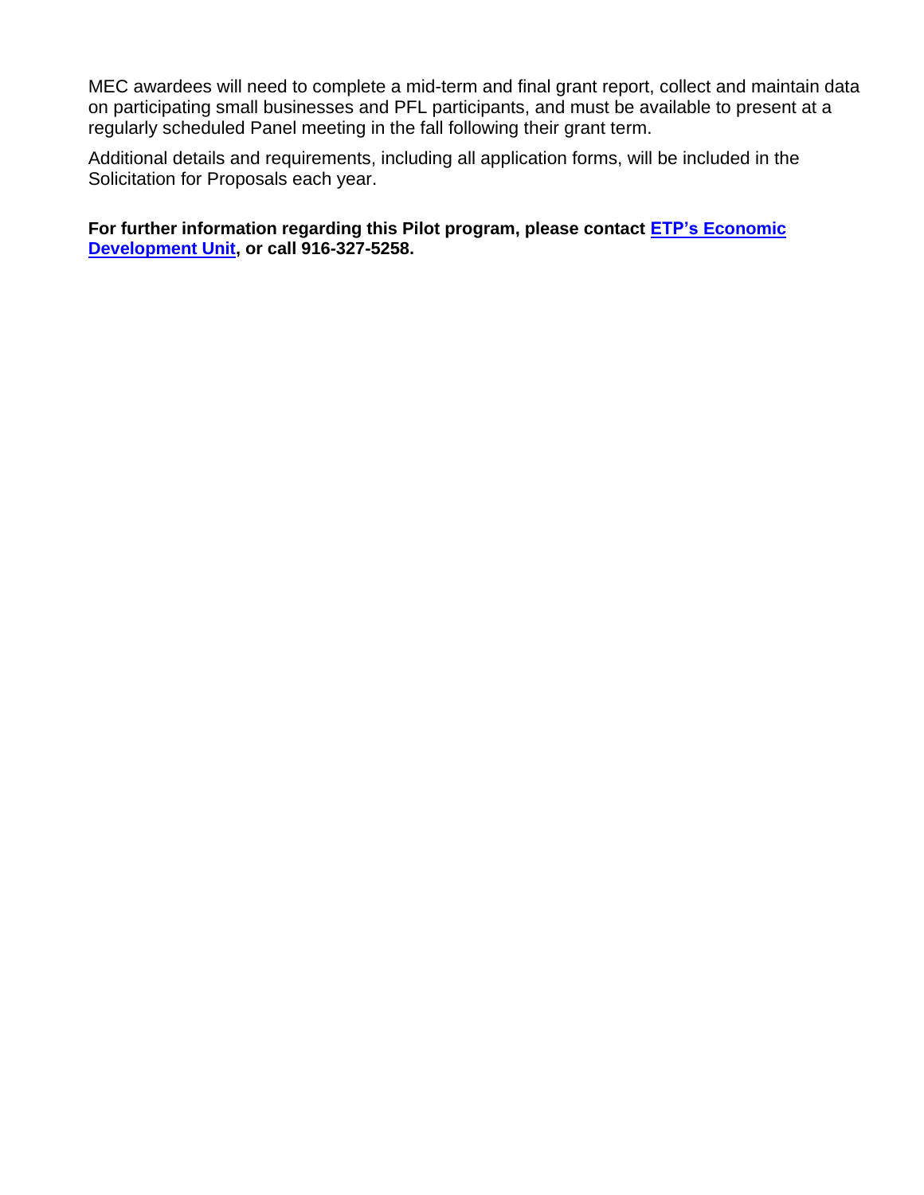MEC awardees will need to complete a mid-term and final grant report, collect and maintain data on participating small businesses and PFL participants, and must be available to present at a regularly scheduled Panel meeting in the fall following their grant term.

Additional details and requirements, including all application forms, will be included in the Solicitation for Proposals each year.

**For further information regarding this Pilot program, please contact ETP's Economic Development Unit, or call 916-327-5258.**